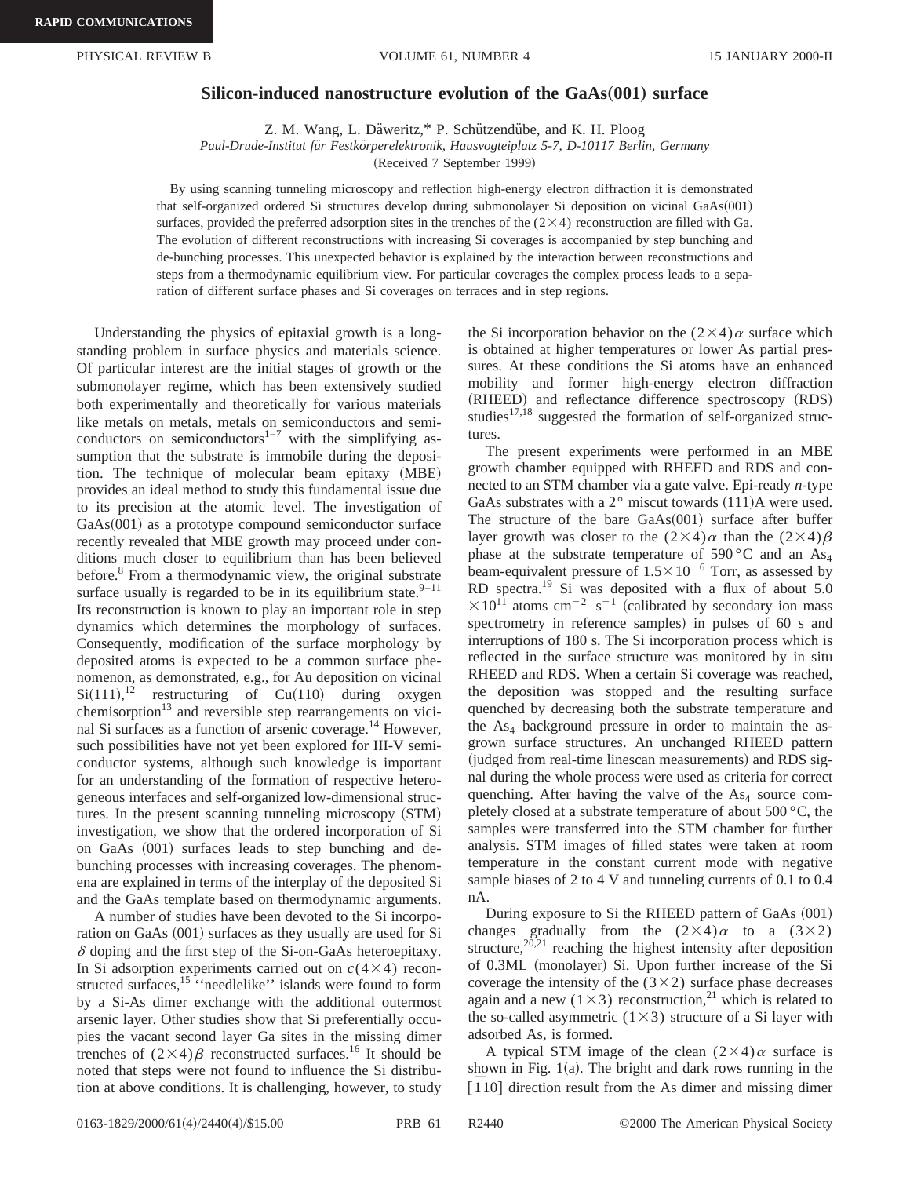# Silicon-induced nanostructure evolution of the GaAs(001) surface

Z. M. Wang, L. Däweritz,* P. Schützendübe, and K. H. Ploog

*Paul-Drude-Institut für Festkörperelektronik, Hausvogteiplatz 5-7, D-10117 Berlin, Germany*

(Received 7 September 1999)

By using scanning tunneling microscopy and reflection high-energy electron diffraction it is demonstrated that self-organized ordered Si structures develop during submonolayer Si deposition on vicinal GaAs(001) surfaces, provided the preferred adsorption sites in the trenches of the $(2\times4)$ reconstruction are filled with Ga. The evolution of different reconstructions with increasing Si coverages is accompanied by step bunching and de-bunching processes. This unexpected behavior is explained by the interaction between reconstructions and steps from a thermodynamic equilibrium view. For particular coverages the complex process leads to a separation of different surface phases and Si coverages on terraces and in step regions.

Understanding the physics of epitaxial growth is a long-standing problem in surface physics and materials science. Of particular interest are the initial stages of growth or the submonolayer regime, which has been extensively studied both experimentally and theoretically for various materials like metals on metals, metals on semiconductors and semiconductors on semiconductors[1–7] with the simplifying assumption that the substrate is immobile during the deposition. The technique of molecular beam epitaxy (MBE) provides an ideal method to study this fundamental issue due to its precision at the atomic level. The investigation of GaAs(001) as a prototype compound semiconductor surface recently revealed that MBE growth may proceed under conditions much closer to equilibrium than has been believed before.[8] From a thermodynamic view, the original substrate surface usually is regarded to be in its equilibrium state.[9–11] Its reconstruction is known to play an important role in step dynamics which determines the morphology of surfaces. Consequently, modification of the surface morphology by deposited atoms is expected to be a common surface phenomenon, as demonstrated, e.g., for Au deposition on vicinal Si(111),[12] restructuring of Cu(110) during oxygen chemisorption[13] and reversible step rearrangements on vicinal Si surfaces as a function of arsenic coverage.[14] However, such possibilities have not yet been explored for III-V semiconductor systems, although such knowledge is important for an understanding of the formation of respective heterogeneous interfaces and self-organized low-dimensional structures. In the present scanning tunneling microscopy (STM) investigation, we show that the ordered incorporation of Si on GaAs (001) surfaces leads to step bunching and de-bunching processes with increasing coverages. The phenomena are explained in terms of the interplay of the deposited Si and the GaAs template based on thermodynamic arguments.

A number of studies have been devoted to the Si incorporation on GaAs (001) surfaces as they usually are used for Si $\delta$ doping and the first step of the Si-on-GaAs heteroepitaxy. In Si adsorption experiments carried out on $c(4\times4)$ reconstructed surfaces,[15] "needlelike" islands were found to form by a Si-As dimer exchange with the additional outermost arsenic layer. Other studies show that Si preferentially occupies the vacant second layer Ga sites in the missing dimer trenches of $(2\times4)\beta$ reconstructed surfaces.[16] It should be noted that steps were not found to influence the Si distribution at above conditions. It is challenging, however, to study the Si incorporation behavior on the $(2\times4)\alpha$ surface which is obtained at higher temperatures or lower As partial pressures. At these conditions the Si atoms have an enhanced mobility and former high-energy electron diffraction (RHEED) and reflectance difference spectroscopy (RDS) studies[17,18] suggested the formation of self-organized structures.

The present experiments were performed in an MBE growth chamber equipped with RHEED and RDS and connected to an STM chamber via a gate valve. Epi-ready *n*-type GaAs substrates with a 2° miscut towards (111)A were used. The structure of the bare GaAs(001) surface after buffer layer growth was closer to the $(2\times4)\alpha$ than the $(2\times4)\beta$ phase at the substrate temperature of 590 °C and an $As_4$ beam-equivalent pressure of $1.5\times10^{-6}$ Torr, as assessed by RD spectra.[19] Si was deposited with a flux of about $5.0\times10^{11}$ atoms $cm^{-2}$ $s^{-1}$ (calibrated by secondary ion mass spectrometry in reference samples) in pulses of 60 s and interruptions of 180 s. The Si incorporation process which is reflected in the surface structure was monitored by in situ RHEED and RDS. When a certain Si coverage was reached, the deposition was stopped and the resulting surface quenched by decreasing both the substrate temperature and the $As_4$ background pressure in order to maintain the as-grown surface structures. An unchanged RHEED pattern (judged from real-time linescan measurements) and RDS signal during the whole process were used as criteria for correct quenching. After having the valve of the $As_4$ source completely closed at a substrate temperature of about 500 °C, the samples were transferred into the STM chamber for further analysis. STM images of filled states were taken at room temperature in the constant current mode with negative sample biases of 2 to 4 V and tunneling currents of 0.1 to 0.4 nA.

During exposure to Si the RHEED pattern of GaAs (001) changes gradually from the $(2\times4)\alpha$ to a $(3\times2)$ structure,[20,21] reaching the highest intensity after deposition of 0.3ML (monolayer) Si. Upon further increase of the Si coverage the intensity of the $(3\times2)$ surface phase decreases again and a new $(1\times3)$ reconstruction,[21] which is related to the so-called asymmetric $(1\times3)$ structure of a Si layer with adsorbed As, is formed.

A typical STM image of the clean $(2\times4)\alpha$ surface is shown in Fig. 1(a). The bright and dark rows running in the $[\bar{1}10]$ direction result from the As dimer and missing dimer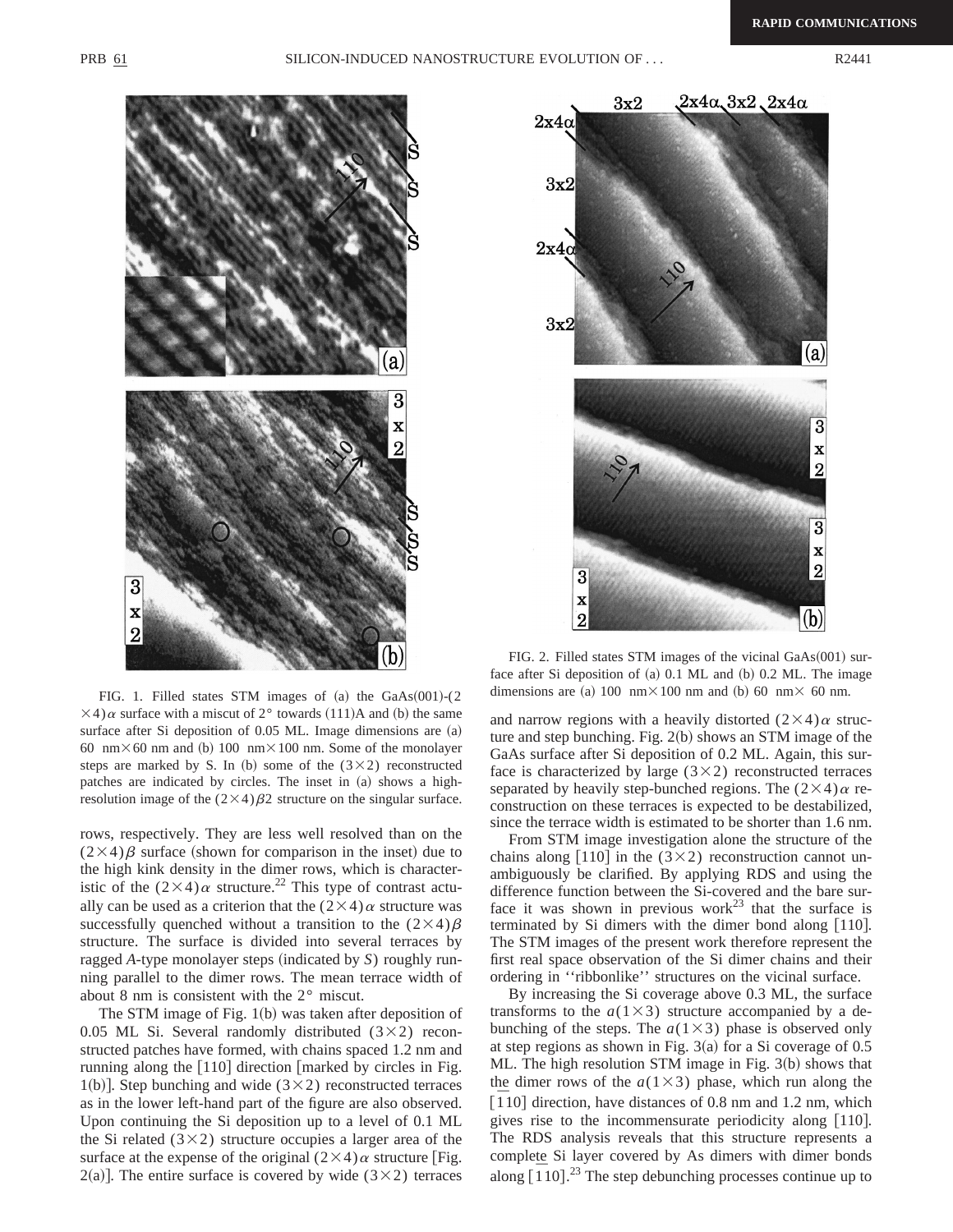FIG. 1. Filled states STM images of (a) the GaAs(001)-(2 $\times 4)\alpha$ surface with a miscut of 2° towards (111)A and (b) the same surface after Si deposition of 0.05 ML. Image dimensions are (a) 60 nm $\times$ 60 nm and (b) 100 nm $\times$ 100 nm. Some of the monolayer steps are marked by S. In (b) some of the $(3\times 2)$ reconstructed patches are indicated by circles. The inset in (a) shows a high-resolution image of the $(2\times 4)\beta 2$ structure on the singular surface.

rows, respectively. They are less well resolved than on the $(2\times 4)\beta$ surface (shown for comparison in the inset) due to the high kink density in the dimer rows, which is characteristic of the $(2\times 4)\alpha$ structure.[22] This type of contrast actually can be used as a criterion that the $(2\times 4)\alpha$ structure was successfully quenched without a transition to the $(2\times 4)\beta$ structure. The surface is divided into several terraces by ragged *A*-type monolayer steps (indicated by *S*) roughly running parallel to the dimer rows. The mean terrace width of about 8 nm is consistent with the 2° miscut.

The STM image of Fig. 1(b) was taken after deposition of 0.05 ML Si. Several randomly distributed $(3\times 2)$ reconstructed patches have formed, with chains spaced 1.2 nm and running along the [110] direction [marked by circles in Fig. 1(b)]. Step bunching and wide $(3\times 2)$ reconstructed terraces as in the lower left-hand part of the figure are also observed. Upon continuing the Si deposition up to a level of 0.1 ML the Si related $(3\times 2)$ structure occupies a larger area of the surface at the expense of the original $(2\times 4)\alpha$ structure [Fig. 2(a)]. The entire surface is covered by wide $(3\times 2)$ terraces and narrow regions with a heavily distorted $(2\times 4)\alpha$ structure and step bunching. Fig. 2(b) shows an STM image of the GaAs surface after Si deposition of 0.2 ML. Again, this surface is characterized by large $(3\times 2)$ reconstructed terraces separated by heavily step-bunched regions. The $(2\times 4)\alpha$ reconstruction on these terraces is expected to be destabilized, since the terrace width is estimated to be shorter than 1.6 nm.

FIG. 2. Filled states STM images of the vicinal GaAs(001) surface after Si deposition of (a) 0.1 ML and (b) 0.2 ML. The image dimensions are (a) 100 nm $\times$ 100 nm and (b) 60 nm $\times$ 60 nm.

From STM image investigation alone the structure of the chains along [110] in the $(3\times 2)$ reconstruction cannot unambiguously be clarified. By applying RDS and using the difference function between the Si-covered and the bare surface it was shown in previous work[23] that the surface is terminated by Si dimers with the dimer bond along [110]. The STM images of the present work therefore represent the first real space observation of the Si dimer chains and their ordering in ''ribbonlike'' structures on the vicinal surface.

By increasing the Si coverage above 0.3 ML, the surface transforms to the $a(1\times 3)$ structure accompanied by a debunching of the steps. The $a(1\times 3)$ phase is observed only at step regions as shown in Fig. 3(a) for a Si coverage of 0.5 ML. The high resolution STM image in Fig. 3(b) shows that the dimer rows of the $a(1\times 3)$ phase, which run along the $[\bar{1}10]$ direction, have distances of 0.8 nm and 1.2 nm, which gives rise to the incommensurate periodicity along [110]. The RDS analysis reveals that this structure represents a complete Si layer covered by As dimers with dimer bonds along $[\bar{1}10]$.[23] The step debunching processes continue up to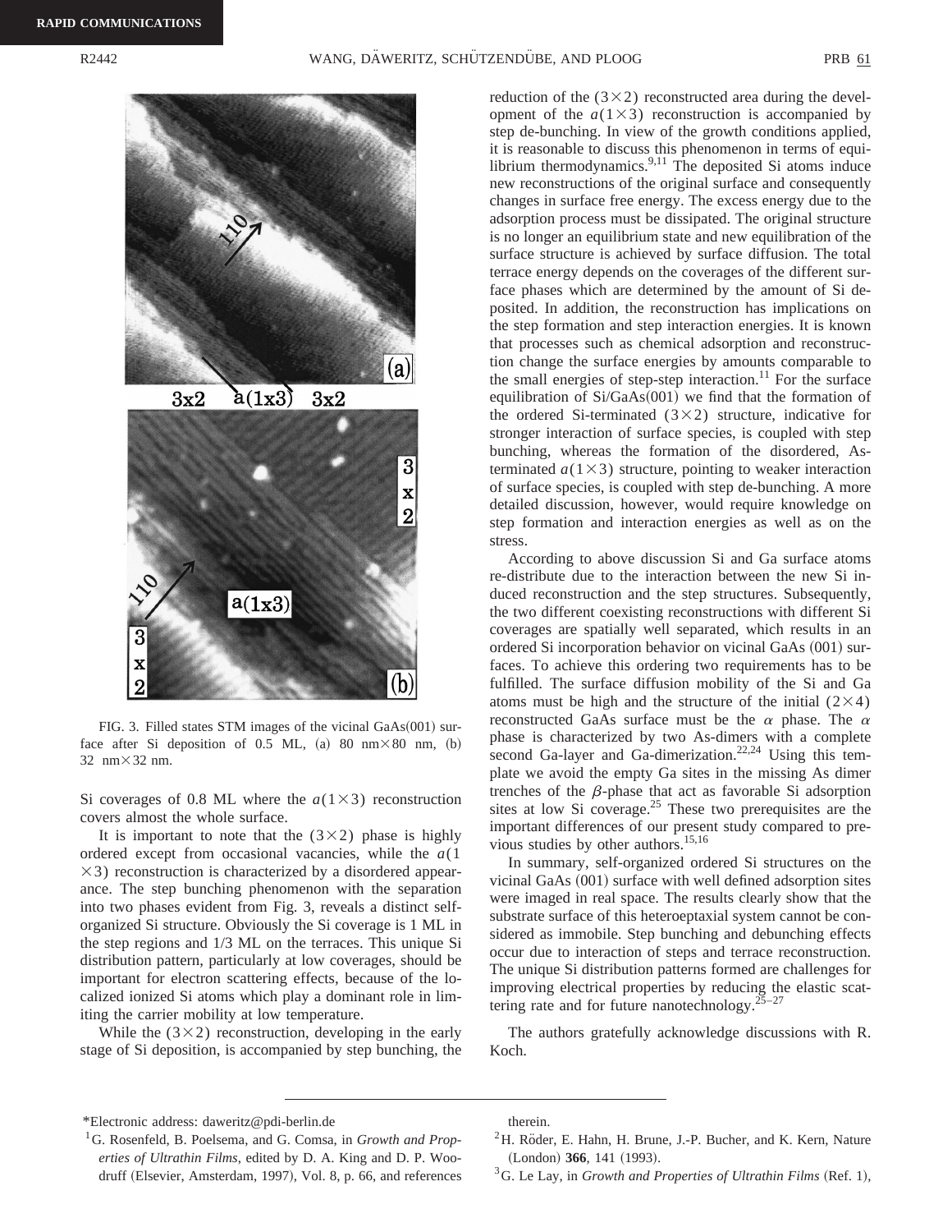FIG. 3. Filled states STM images of the vicinal GaAs(001) surface after Si deposition of 0.5 ML, (a) 80 nm×80 nm, (b) 32 nm×32 nm.

Si coverages of 0.8 ML where the $a(1\times3)$ reconstruction covers almost the whole surface.

It is important to note that the $(3\times2)$ phase is highly ordered except from occasional vacancies, while the $a(1\times3)$ reconstruction is characterized by a disordered appearance. The step bunching phenomenon with the separation into two phases evident from Fig. 3, reveals a distinct self-organized Si structure. Obviously the Si coverage is 1 ML in the step regions and 1/3 ML on the terraces. This unique Si distribution pattern, particularly at low coverages, should be important for electron scattering effects, because of the localized ionized Si atoms which play a dominant role in limiting the carrier mobility at low temperature.

While the $(3\times2)$ reconstruction, developing in the early stage of Si deposition, is accompanied by step bunching, the reduction of the $(3\times2)$ reconstructed area during the development of the $a(1\times3)$ reconstruction is accompanied by step de-bunching. In view of the growth conditions applied, it is reasonable to discuss this phenomenon in terms of equilibrium thermodynamics.[9,11] The deposited Si atoms induce new reconstructions of the original surface and consequently changes in surface free energy. The excess energy due to the adsorption process must be dissipated. The original structure is no longer an equilibrium state and new equilibration of the surface structure is achieved by surface diffusion. The total terrace energy depends on the coverages of the different surface phases which are determined by the amount of Si deposited. In addition, the reconstruction has implications on the step formation and step interaction energies. It is known that processes such as chemical adsorption and reconstruction change the surface energies by amounts comparable to the small energies of step-step interaction.[11] For the surface equilibration of Si/GaAs(001) we find that the formation of the ordered Si-terminated $(3\times2)$ structure, indicative for stronger interaction of surface species, is coupled with step bunching, whereas the formation of the disordered, As-terminated $a(1\times3)$ structure, pointing to weaker interaction of surface species, is coupled with step de-bunching. A more detailed discussion, however, would require knowledge on step formation and interaction energies as well as on the stress.

According to above discussion Si and Ga surface atoms re-distribute due to the interaction between the new Si induced reconstruction and the step structures. Subsequently, the two different coexisting reconstructions with different Si coverages are spatially well separated, which results in an ordered Si incorporation behavior on vicinal GaAs (001) surfaces. To achieve this ordering two requirements has to be fulfilled. The surface diffusion mobility of the Si and Ga atoms must be high and the structure of the initial $(2\times4)$ reconstructed GaAs surface must be the $\alpha$ phase. The $\alpha$ phase is characterized by two As-dimers with a complete second Ga-layer and Ga-dimerization.[22,24] Using this template we avoid the empty Ga sites in the missing As dimer trenches of the $\beta$-phase that act as favorable Si adsorption sites at low Si coverage.[25] These two prerequisites are the important differences of our present study compared to previous studies by other authors.[15,16]

In summary, self-organized ordered Si structures on the vicinal GaAs (001) surface with well defined adsorption sites were imaged in real space. The results clearly show that the substrate surface of this heteroeptaxial system cannot be considered as immobile. Step bunching and debunching effects occur due to interaction of steps and terrace reconstruction. The unique Si distribution patterns formed are challenges for improving electrical properties by reducing the elastic scattering rate and for future nanotechnology.[25–27]

The authors gratefully acknowledge discussions with R. Koch.

---

*Electronic address: daweritz@pdi-berlin.de

[1] G. Rosenfeld, B. Poelsema, and G. Comsa, in *Growth and Properties of Ultrathin Films*, edited by D. A. King and D. P. Woodruff (Elsevier, Amsterdam, 1997), Vol. 8, p. 66, and references therein.

[2] H. Röder, E. Hahn, H. Brune, J.-P. Bucher, and K. Kern, Nature (London) **366**, 141 (1993).

[3] G. Le Lay, in *Growth and Properties of Ultrathin Films* (Ref. 1),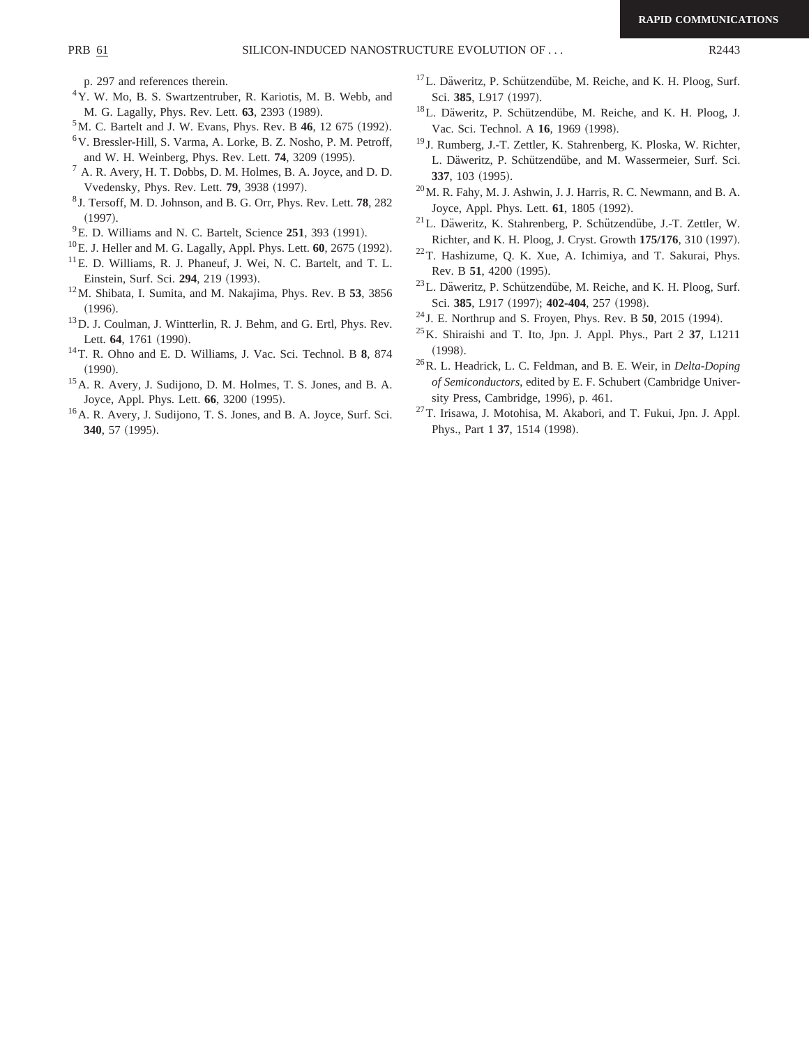p. 297 and references therein.

[4] Y. W. Mo, B. S. Swartzentruber, R. Kariotis, M. B. Webb, and M. G. Lagally, Phys. Rev. Lett. **63**, 2393 (1989).

[5] M. C. Bartelt and J. W. Evans, Phys. Rev. B **46**, 12 675 (1992).

[6] V. Bressler-Hill, S. Varma, A. Lorke, B. Z. Nosho, P. M. Petroff, and W. H. Weinberg, Phys. Rev. Lett. **74**, 3209 (1995).

[7] A. R. Avery, H. T. Dobbs, D. M. Holmes, B. A. Joyce, and D. D. Vvedensky, Phys. Rev. Lett. **79**, 3938 (1997).

[8] J. Tersoff, M. D. Johnson, and B. G. Orr, Phys. Rev. Lett. **78**, 282 (1997).

[9] E. D. Williams and N. C. Bartelt, Science **251**, 393 (1991).

[10] E. J. Heller and M. G. Lagally, Appl. Phys. Lett. **60**, 2675 (1992).

[11] E. D. Williams, R. J. Phaneuf, J. Wei, N. C. Bartelt, and T. L. Einstein, Surf. Sci. **294**, 219 (1993).

[12] M. Shibata, I. Sumita, and M. Nakajima, Phys. Rev. B **53**, 3856 (1996).

[13] D. J. Coulman, J. Wintterlin, R. J. Behm, and G. Ertl, Phys. Rev. Lett. **64**, 1761 (1990).

[14] T. R. Ohno and E. D. Williams, J. Vac. Sci. Technol. B **8**, 874 (1990).

[15] A. R. Avery, J. Sudijono, D. M. Holmes, T. S. Jones, and B. A. Joyce, Appl. Phys. Lett. **66**, 3200 (1995).

[16] A. R. Avery, J. Sudijono, T. S. Jones, and B. A. Joyce, Surf. Sci. **340**, 57 (1995).

[17] L. Däweritz, P. Schützendübe, M. Reiche, and K. H. Ploog, Surf. Sci. **385**, L917 (1997).

[18] L. Däweritz, P. Schützendübe, M. Reiche, and K. H. Ploog, J. Vac. Sci. Technol. A **16**, 1969 (1998).

[19] J. Rumberg, J.-T. Zettler, K. Stahrenberg, K. Ploska, W. Richter, L. Däweritz, P. Schützendübe, and M. Wassermeier, Surf. Sci. **337**, 103 (1995).

[20] M. R. Fahy, M. J. Ashwin, J. J. Harris, R. C. Newmann, and B. A. Joyce, Appl. Phys. Lett. **61**, 1805 (1992).

[21] L. Däweritz, K. Stahrenberg, P. Schützendübe, J.-T. Zettler, W. Richter, and K. H. Ploog, J. Cryst. Growth **175/176**, 310 (1997).

[22] T. Hashizume, Q. K. Xue, A. Ichimiya, and T. Sakurai, Phys. Rev. B **51**, 4200 (1995).

[23] L. Däweritz, P. Schützendübe, M. Reiche, and K. H. Ploog, Surf. Sci. **385**, L917 (1997); **402-404**, 257 (1998).

[24] J. E. Northrup and S. Froyen, Phys. Rev. B **50**, 2015 (1994).

[25] K. Shiraishi and T. Ito, Jpn. J. Appl. Phys., Part 2 **37**, L1211 (1998).

[26] R. L. Headrick, L. C. Feldman, and B. E. Weir, in *Delta-Doping of Semiconductors*, edited by E. F. Schubert (Cambridge University Press, Cambridge, 1996), p. 461.

[27] T. Irisawa, J. Motohisa, M. Akabori, and T. Fukui, Jpn. J. Appl. Phys., Part 1 **37**, 1514 (1998).